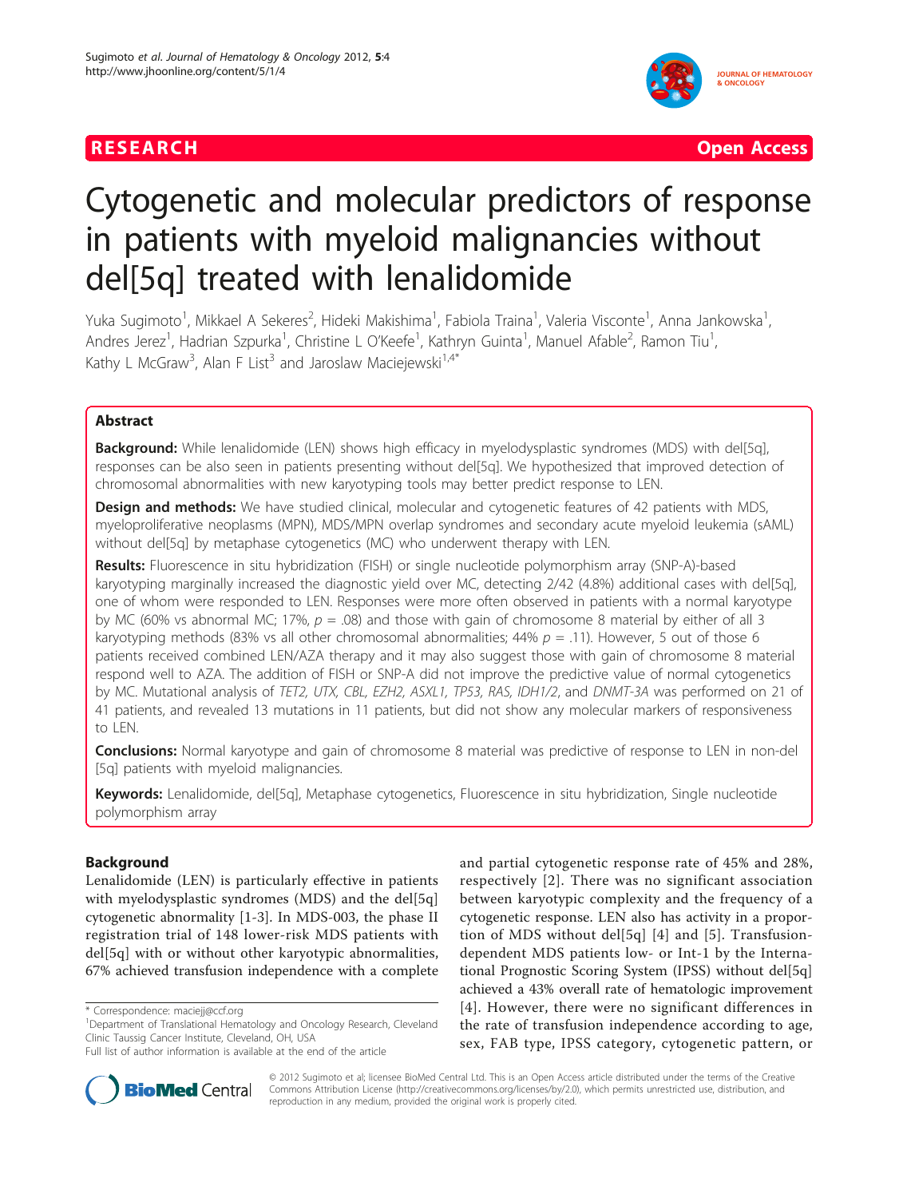RESEARCH Open Access

# Cytogenetic and molecular predictors of response in patients with myeloid malignancies without del[5q] treated with lenalidomide

Yuka Sugimoto[1], Mikkael A Sekeres[2], Hideki Makishima[1], Fabiola Traina[1], Valeria Visconte[1], Anna Jankowska[1], Andres Jerez[1], Hadrian Szpurka[1], Christine L O'Keefe[1], Kathryn Guinta[1], Manuel Afable[2], Ramon Tiu[1], Kathy L McGraw[3], Alan F List[3] and Jaroslaw Maciejewski[1,4*]

## Abstract

**Background:** While lenalidomide (LEN) shows high efficacy in myelodysplastic syndromes (MDS) with del[5q], responses can be also seen in patients presenting without del[5q]. We hypothesized that improved detection of chromosomal abnormalities with new karyotyping tools may better predict response to LEN.

**Design and methods:** We have studied clinical, molecular and cytogenetic features of 42 patients with MDS, myeloproliferative neoplasms (MPN), MDS/MPN overlap syndromes and secondary acute myeloid leukemia (sAML) without del[5q] by metaphase cytogenetics (MC) who underwent therapy with LEN.

**Results:** Fluorescence in situ hybridization (FISH) or single nucleotide polymorphism array (SNP-A)-based karyotyping marginally increased the diagnostic yield over MC, detecting 2/42 (4.8%) additional cases with del[5q], one of whom were responded to LEN. Responses were more often observed in patients with a normal karyotype by MC (60% vs abnormal MC; 17%, $p = .08$) and those with gain of chromosome 8 material by either of all 3 karyotyping methods (83% vs all other chromosomal abnormalities; 44% $p = .11$). However, 5 out of those 6 patients received combined LEN/AZA therapy and it may also suggest those with gain of chromosome 8 material respond well to AZA. The addition of FISH or SNP-A did not improve the predictive value of normal cytogenetics by MC. Mutational analysis of *TET2, UTX, CBL, EZH2, ASXL1, TP53, RAS, IDH1/2*, and *DNMT-3A* was performed on 21 of 41 patients, and revealed 13 mutations in 11 patients, but did not show any molecular markers of responsiveness to LEN.

**Conclusions:** Normal karyotype and gain of chromosome 8 material was predictive of response to LEN in non-del [5q] patients with myeloid malignancies.

**Keywords:** Lenalidomide, del[5q], Metaphase cytogenetics, Fluorescence in situ hybridization, Single nucleotide polymorphism array

## Background

Lenalidomide (LEN) is particularly effective in patients with myelodysplastic syndromes (MDS) and the del[5q] cytogenetic abnormality [1-3]. In MDS-003, the phase II registration trial of 148 lower-risk MDS patients with del[5q] with or without other karyotypic abnormalities, 67% achieved transfusion independence with a complete and partial cytogenetic response rate of 45% and 28%, respectively [2]. There was no significant association between karyotypic complexity and the frequency of a cytogenetic response. LEN also has activity in a proportion of MDS without del[5q] [4] and [5]. Transfusion-dependent MDS patients low- or Int-1 by the International Prognostic Scoring System (IPSS) without del[5q] achieved a 43% overall rate of hematologic improvement [4]. However, there were no significant differences in the rate of transfusion independence according to age, sex, FAB type, IPSS category, cytogenetic pattern, or

\* Correspondence: maciejj@ccf.org
[1]Department of Translational Hematology and Oncology Research, Cleveland Clinic Taussig Cancer Institute, Cleveland, OH, USA
Full list of author information is available at the end of the article

© 2012 Sugimoto et al; licensee BioMed Central Ltd. This is an Open Access article distributed under the terms of the Creative Commons Attribution License (http://creativecommons.org/licenses/by/2.0), which permits unrestricted use, distribution, and reproduction in any medium, provided the original work is properly cited.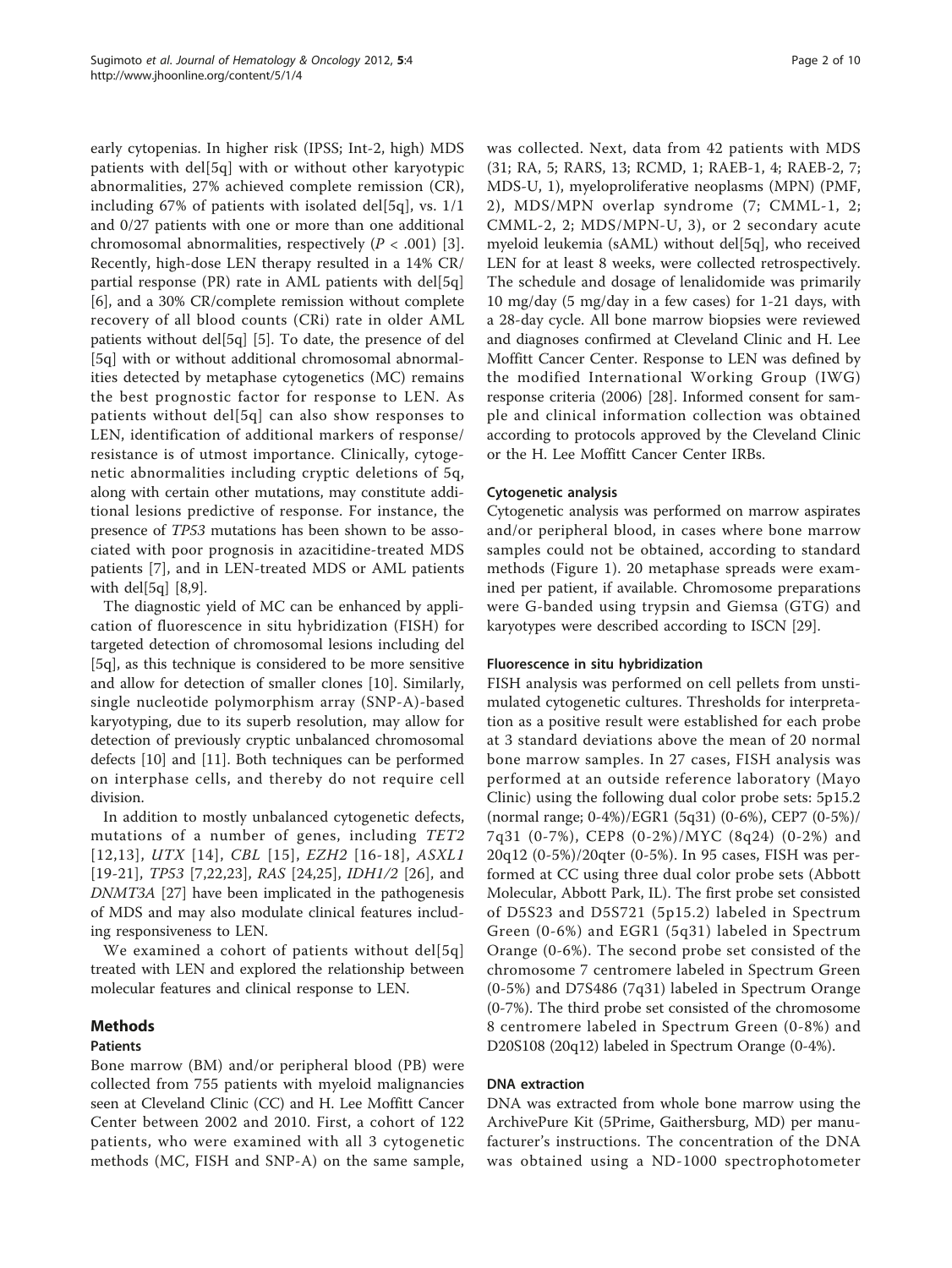early cytopenias. In higher risk (IPSS; Int-2, high) MDS patients with del[5q] with or without other karyotypic abnormalities, 27% achieved complete remission (CR), including 67% of patients with isolated del[5q], vs. 1/1 and 0/27 patients with one or more than one additional chromosomal abnormalities, respectively ($P < .001$) [3]. Recently, high-dose LEN therapy resulted in a 14% CR/partial response (PR) rate in AML patients with del[5q] [6], and a 30% CR/complete remission without complete recovery of all blood counts (CRi) rate in older AML patients without del[5q] [5]. To date, the presence of del [5q] with or without additional chromosomal abnormalities detected by metaphase cytogenetics (MC) remains the best prognostic factor for response to LEN. As patients without del[5q] can also show responses to LEN, identification of additional markers of response/resistance is of utmost importance. Clinically, cytogenetic abnormalities including cryptic deletions of 5q, along with certain other mutations, may constitute additional lesions predictive of response. For instance, the presence of *TP53* mutations has been shown to be associated with poor prognosis in azacitidine-treated MDS patients [7], and in LEN-treated MDS or AML patients with del[5q] [8,9].

The diagnostic yield of MC can be enhanced by application of fluorescence in situ hybridization (FISH) for targeted detection of chromosomal lesions including del [5q], as this technique is considered to be more sensitive and allow for detection of smaller clones [10]. Similarly, single nucleotide polymorphism array (SNP-A)-based karyotyping, due to its superb resolution, may allow for detection of previously cryptic unbalanced chromosomal defects [10] and [11]. Both techniques can be performed on interphase cells, and thereby do not require cell division.

In addition to mostly unbalanced cytogenetic defects, mutations of a number of genes, including *TET2* [12,13], *UTX* [14], *CBL* [15], *EZH2* [16-18], *ASXL1* [19-21], *TP53* [7,22,23], *RAS* [24,25], *IDH1/2* [26], and *DNMT3A* [27] have been implicated in the pathogenesis of MDS and may also modulate clinical features including responsiveness to LEN.

We examined a cohort of patients without del[5q] treated with LEN and explored the relationship between molecular features and clinical response to LEN.

## Methods

### Patients

Bone marrow (BM) and/or peripheral blood (PB) were collected from 755 patients with myeloid malignancies seen at Cleveland Clinic (CC) and H. Lee Moffitt Cancer Center between 2002 and 2010. First, a cohort of 122 patients, who were examined with all 3 cytogenetic methods (MC, FISH and SNP-A) on the same sample, was collected. Next, data from 42 patients with MDS (31; RA, 5; RARS, 13; RCMD, 1; RAEB-1, 4; RAEB-2, 7; MDS-U, 1), myeloproliferative neoplasms (MPN) (PMF, 2), MDS/MPN overlap syndrome (7; CMML-1, 2; CMML-2, 2; MDS/MPN-U, 3), or 2 secondary acute myeloid leukemia (sAML) without del[5q], who received LEN for at least 8 weeks, were collected retrospectively. The schedule and dosage of lenalidomide was primarily 10 mg/day (5 mg/day in a few cases) for 1-21 days, with a 28-day cycle. All bone marrow biopsies were reviewed and diagnoses confirmed at Cleveland Clinic and H. Lee Moffitt Cancer Center. Response to LEN was defined by the modified International Working Group (IWG) response criteria (2006) [28]. Informed consent for sample and clinical information collection was obtained according to protocols approved by the Cleveland Clinic or the H. Lee Moffitt Cancer Center IRBs.

### Cytogenetic analysis

Cytogenetic analysis was performed on marrow aspirates and/or peripheral blood, in cases where bone marrow samples could not be obtained, according to standard methods (Figure 1). 20 metaphase spreads were examined per patient, if available. Chromosome preparations were G-banded using trypsin and Giemsa (GTG) and karyotypes were described according to ISCN [29].

### Fluorescence in situ hybridization

FISH analysis was performed on cell pellets from unstimulated cytogenetic cultures. Thresholds for interpretation as a positive result were established for each probe at 3 standard deviations above the mean of 20 normal bone marrow samples. In 27 cases, FISH analysis was performed at an outside reference laboratory (Mayo Clinic) using the following dual color probe sets: 5p15.2 (normal range; 0-4%)/EGR1 (5q31) (0-6%), CEP7 (0-5%)/7q31 (0-7%), CEP8 (0-2%)/MYC (8q24) (0-2%) and 20q12 (0-5%)/20qter (0-5%). In 95 cases, FISH was performed at CC using three dual color probe sets (Abbott Molecular, Abbott Park, IL). The first probe set consisted of D5S23 and D5S721 (5p15.2) labeled in Spectrum Green (0-6%) and EGR1 (5q31) labeled in Spectrum Orange (0-6%). The second probe set consisted of the chromosome 7 centromere labeled in Spectrum Green (0-5%) and D7S486 (7q31) labeled in Spectrum Orange (0-7%). The third probe set consisted of the chromosome 8 centromere labeled in Spectrum Green (0-8%) and D20S108 (20q12) labeled in Spectrum Orange (0-4%).

### DNA extraction

DNA was extracted from whole bone marrow using the ArchivePure Kit (5Prime, Gaithersburg, MD) per manufacturer's instructions. The concentration of the DNA was obtained using a ND-1000 spectrophotometer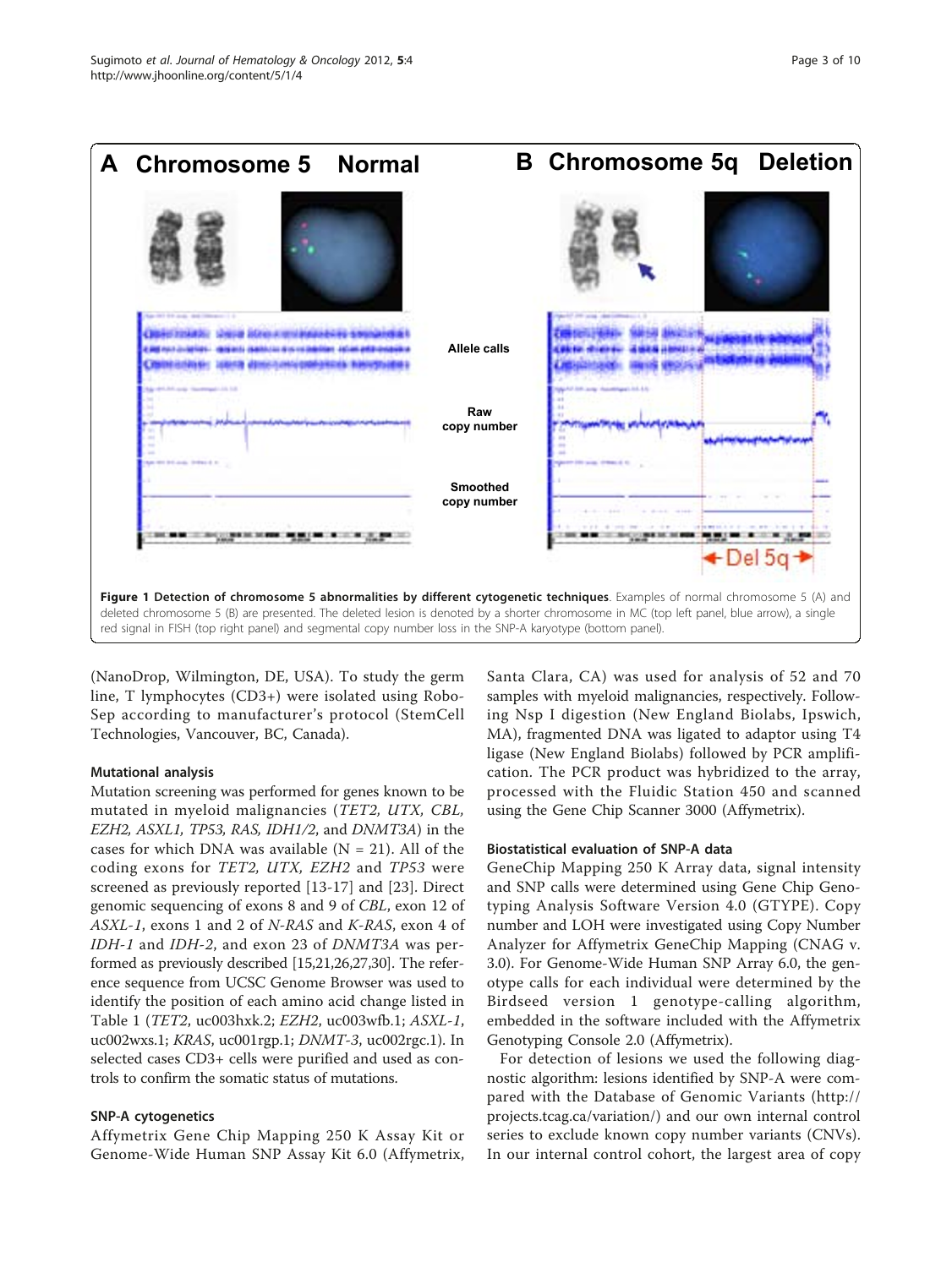**Figure 1 Detection of chromosome 5 abnormalities by different cytogenetic techniques**. Examples of normal chromosome 5 (A) and deleted chromosome 5 (B) are presented. The deleted lesion is denoted by a shorter chromosome in MC (top left panel, blue arrow), a single red signal in FISH (top right panel) and segmental copy number loss in the SNP-A karyotype (bottom panel).

(NanoDrop, Wilmington, DE, USA). To study the germ line, T lymphocytes (CD3+) were isolated using Robo-Sep according to manufacturer's protocol (StemCell Technologies, Vancouver, BC, Canada).

### Mutational analysis

Mutation screening was performed for genes known to be mutated in myeloid malignancies (*TET2, UTX, CBL, EZH2, ASXL1, TP53, RAS, IDH1/2*, and *DNMT3A*) in the cases for which DNA was available (N = 21). All of the coding exons for *TET2, UTX, EZH2* and *TP53* were screened as previously reported [13-17] and [23]. Direct genomic sequencing of exons 8 and 9 of *CBL*, exon 12 of *ASXL-1*, exons 1 and 2 of *N-RAS* and *K-RAS*, exon 4 of *IDH-1* and *IDH-2*, and exon 23 of *DNMT3A* was performed as previously described [15,21,26,27,30]. The reference sequence from UCSC Genome Browser was used to identify the position of each amino acid change listed in Table 1 (*TET2*, uc003hxk.2; *EZH2*, uc003wfb.1; *ASXL-1*, uc002wxs.1; *KRAS*, uc001rgp.1; *DNMT-3*, uc002rgc.1). In selected cases CD3+ cells were purified and used as controls to confirm the somatic status of mutations.

### SNP-A cytogenetics

Affymetrix Gene Chip Mapping 250 K Assay Kit or Genome-Wide Human SNP Assay Kit 6.0 (Affymetrix, Santa Clara, CA) was used for analysis of 52 and 70 samples with myeloid malignancies, respectively. Following Nsp I digestion (New England Biolabs, Ipswich, MA), fragmented DNA was ligated to adaptor using T4 ligase (New England Biolabs) followed by PCR amplification. The PCR product was hybridized to the array, processed with the Fluidic Station 450 and scanned using the Gene Chip Scanner 3000 (Affymetrix).

### Biostatistical evaluation of SNP-A data

GeneChip Mapping 250 K Array data, signal intensity and SNP calls were determined using Gene Chip Genotyping Analysis Software Version 4.0 (GTYPE). Copy number and LOH were investigated using Copy Number Analyzer for Affymetrix GeneChip Mapping (CNAG v. 3.0). For Genome-Wide Human SNP Array 6.0, the genotype calls for each individual were determined by the Birdseed version 1 genotype-calling algorithm, embedded in the software included with the Affymetrix Genotyping Console 2.0 (Affymetrix).

For detection of lesions we used the following diagnostic algorithm: lesions identified by SNP-A were compared with the Database of Genomic Variants (http://projects.tcag.ca/variation/) and our own internal control series to exclude known copy number variants (CNVs). In our internal control cohort, the largest area of copy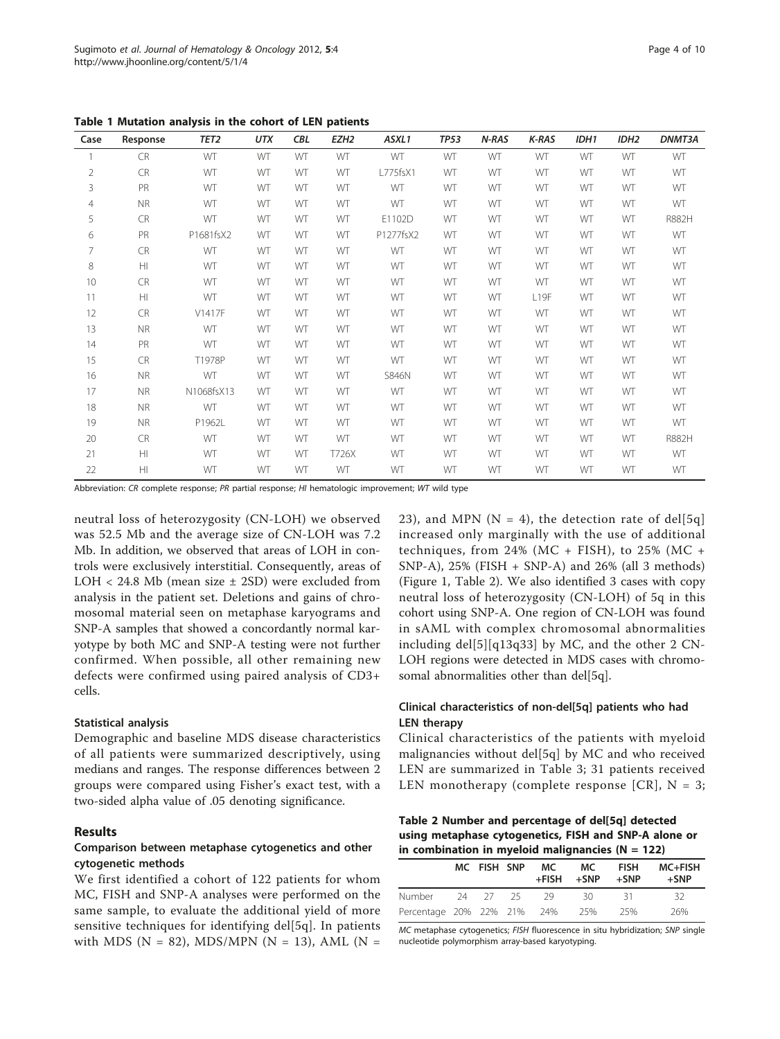**Table 1 Mutation analysis in the cohort of LEN patients**

| Case | Response | *TET2* | *UTX* | *CBL* | *EZH2* | *ASXL1* | *TP53* | *N-RAS* | *K-RAS* | *IDH1* | *IDH2* | *DNMT3A* |
|---|---|---|---|---|---|---|---|---|---|---|---|---|
| 1 | CR | WT | WT | WT | WT | WT | WT | WT | WT | WT | WT | WT |
| 2 | CR | WT | WT | WT | WT | L775fsX1 | WT | WT | WT | WT | WT | WT |
| 3 | PR | WT | WT | WT | WT | WT | WT | WT | WT | WT | WT | WT |
| 4 | NR | WT | WT | WT | WT | WT | WT | WT | WT | WT | WT | WT |
| 5 | CR | WT | WT | WT | WT | E1102D | WT | WT | WT | WT | WT | R882H |
| 6 | PR | P1681fsX2 | WT | WT | WT | P1277fsX2 | WT | WT | WT | WT | WT | WT |
| 7 | CR | WT | WT | WT | WT | WT | WT | WT | WT | WT | WT | WT |
| 8 | HI | WT | WT | WT | WT | WT | WT | WT | WT | WT | WT | WT |
| 10 | CR | WT | WT | WT | WT | WT | WT | WT | WT | WT | WT | WT |
| 11 | HI | WT | WT | WT | WT | WT | WT | WT | L19F | WT | WT | WT |
| 12 | CR | V1417F | WT | WT | WT | WT | WT | WT | WT | WT | WT | WT |
| 13 | NR | WT | WT | WT | WT | WT | WT | WT | WT | WT | WT | WT |
| 14 | PR | WT | WT | WT | WT | WT | WT | WT | WT | WT | WT | WT |
| 15 | CR | T1978P | WT | WT | WT | WT | WT | WT | WT | WT | WT | WT |
| 16 | NR | WT | WT | WT | WT | S846N | WT | WT | WT | WT | WT | WT |
| 17 | NR | N1068fsX13 | WT | WT | WT | WT | WT | WT | WT | WT | WT | WT |
| 18 | NR | WT | WT | WT | WT | WT | WT | WT | WT | WT | WT | WT |
| 19 | NR | P1962L | WT | WT | WT | WT | WT | WT | WT | WT | WT | WT |
| 20 | CR | WT | WT | WT | WT | WT | WT | WT | WT | WT | WT | R882H |
| 21 | HI | WT | WT | WT | T726X | WT | WT | WT | WT | WT | WT | WT |
| 22 | HI | WT | WT | WT | WT | WT | WT | WT | WT | WT | WT | WT |

Abbreviation: *CR* complete response; *PR* partial response; *HI* hematologic improvement; *WT* wild type

neutral loss of heterozygosity (CN-LOH) we observed was 52.5 Mb and the average size of CN-LOH was 7.2 Mb. In addition, we observed that areas of LOH in controls were exclusively interstitial. Consequently, areas of LOH < 24.8 Mb (mean size ± 2SD) were excluded from analysis in the patient set. Deletions and gains of chromosomal material seen on metaphase karyograms and SNP-A samples that showed a concordantly normal karyotype by both MC and SNP-A testing were not further confirmed. When possible, all other remaining new defects were confirmed using paired analysis of CD3+ cells.

### Statistical analysis

Demographic and baseline MDS disease characteristics of all patients were summarized descriptively, using medians and ranges. The response differences between 2 groups were compared using Fisher's exact test, with a two-sided alpha value of .05 denoting significance.

## Results

### Comparison between metaphase cytogenetics and other cytogenetic methods

We first identified a cohort of 122 patients for whom MC, FISH and SNP-A analyses were performed on the same sample, to evaluate the additional yield of more sensitive techniques for identifying del[5q]. In patients with MDS (N = 82), MDS/MPN (N = 13), AML (N = 23), and MPN (N = 4), the detection rate of del[5q] increased only marginally with the use of additional techniques, from 24% (MC + FISH), to 25% (MC + SNP-A), 25% (FISH + SNP-A) and 26% (all 3 methods) (Figure 1, Table 2). We also identified 3 cases with copy neutral loss of heterozygosity (CN-LOH) of 5q in this cohort using SNP-A. One region of CN-LOH was found in sAML with complex chromosomal abnormalities including del[5][q13q33] by MC, and the other 2 CN-LOH regions were detected in MDS cases with chromosomal abnormalities other than del[5q].

### Clinical characteristics of non-del[5q] patients who had LEN therapy

Clinical characteristics of the patients with myeloid malignancies without del[5q] by MC and who received LEN are summarized in Table 3; 31 patients received LEN monotherapy (complete response [CR], N = 3;

**Table 2 Number and percentage of del[5q] detected using metaphase cytogenetics, FISH and SNP-A alone or in combination in myeloid malignancies (N = 122)**

| | MC | FISH | SNP | MC +FISH | MC +SNP | FISH +SNP | MC+FISH +SNP |
|---|---|---|---|---|---|---|---|
| Number | 24 | 27 | 25 | 29 | 30 | 31 | 32 |
| Percentage | 20% | 22% | 21% | 24% | 25% | 25% | 26% |

*MC* metaphase cytogenetics; *FISH* fluorescence in situ hybridization; *SNP* single nucleotide polymorphism array-based karyotyping.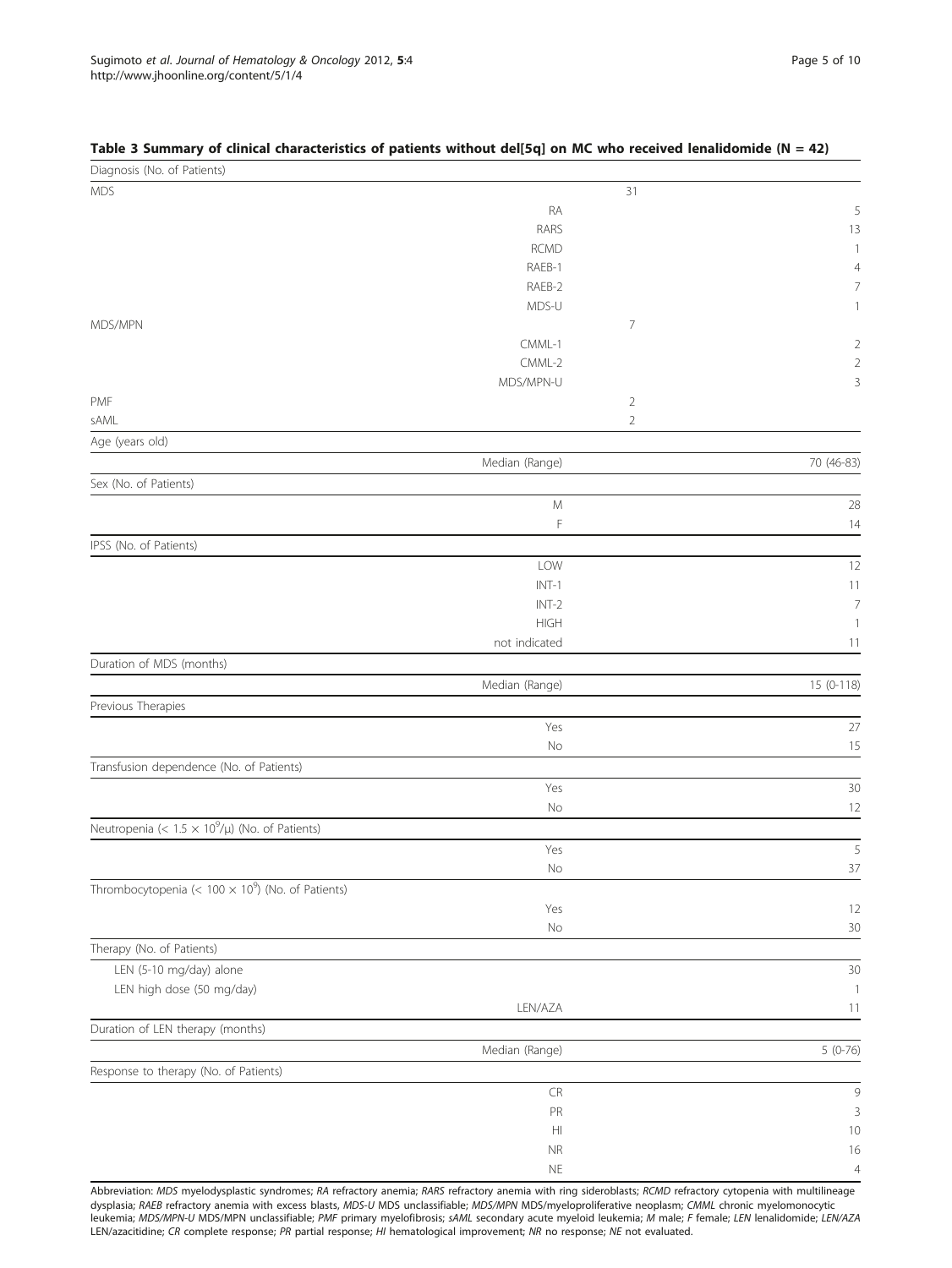**Table 3 Summary of clinical characteristics of patients without del[5q] on MC who received lenalidomide (N = 42)**

| Diagnosis (No. of Patients) | | | |
|---|---|---|---|
| MDS | | 31 | |
| | RA | | 5 |
| | RARS | | 13 |
| | RCMD | | 1 |
| | RAEB-1 | | 4 |
| | RAEB-2 | | 7 |
| | MDS-U | | 1 |
| MDS/MPN | | 7 | |
| | CMML-1 | | 2 |
| | CMML-2 | | 2 |
| | MDS/MPN-U | | 3 |
| PMF | | 2 | |
| sAML | | 2 | |
| **Age (years old)** | | | |
| | Median (Range) | | 70 (46-83) |
| **Sex (No. of Patients)** | | | |
| | M | | 28 |
| | F | | 14 |
| **IPSS (No. of Patients)** | | | |
| | LOW | | 12 |
| | INT-1 | | 11 |
| | INT-2 | | 7 |
| | HIGH | | 1 |
| | not indicated | | 11 |
| **Duration of MDS (months)** | | | |
| | Median (Range) | | 15 (0-118) |
| **Previous Therapies** | | | |
| | Yes | | 27 |
| | No | | 15 |
| **Transfusion dependence (No. of Patients)** | | | |
| | Yes | | 30 |
| | No | | 12 |
| **Neutropenia (< $1.5 \times 10^9$/μ) (No. of Patients)** | | | |
| | Yes | | 5 |
| | No | | 37 |
| **Thrombocytopenia (< $100 \times 10^9$) (No. of Patients)** | | | |
| | Yes | | 12 |
| | No | | 30 |
| **Therapy (No. of Patients)** | | | |
| LEN (5-10 mg/day) alone | | | 30 |
| LEN high dose (50 mg/day) | | | 1 |
| | LEN/AZA | | 11 |
| **Duration of LEN therapy (months)** | | | |
| | Median (Range) | | 5 (0-76) |
| **Response to therapy (No. of Patients)** | | | |
| | CR | | 9 |
| | PR | | 3 |
| | HI | | 10 |
| | NR | | 16 |
| | NE | | 4 |

Abbreviation: *MDS* myelodysplastic syndromes; *RA* refractory anemia; *RARS* refractory anemia with ring sideroblasts; *RCMD* refractory cytopenia with multilineage dysplasia; *RAEB* refractory anemia with excess blasts, *MDS-U* MDS unclassifiable; *MDS/MPN* MDS/myeloproliferative neoplasm; *CMML* chronic myelomonocytic leukemia; *MDS/MPN-U* MDS/MPN unclassifiable; *PMF* primary myelofibrosis; *sAML* secondary acute myeloid leukemia; *M* male; *F* female; *LEN* lenalidomide; *LEN/AZA* LEN/azacitidine; *CR* complete response; *PR* partial response; *HI* hematological improvement; *NR* no response; *NE* not evaluated.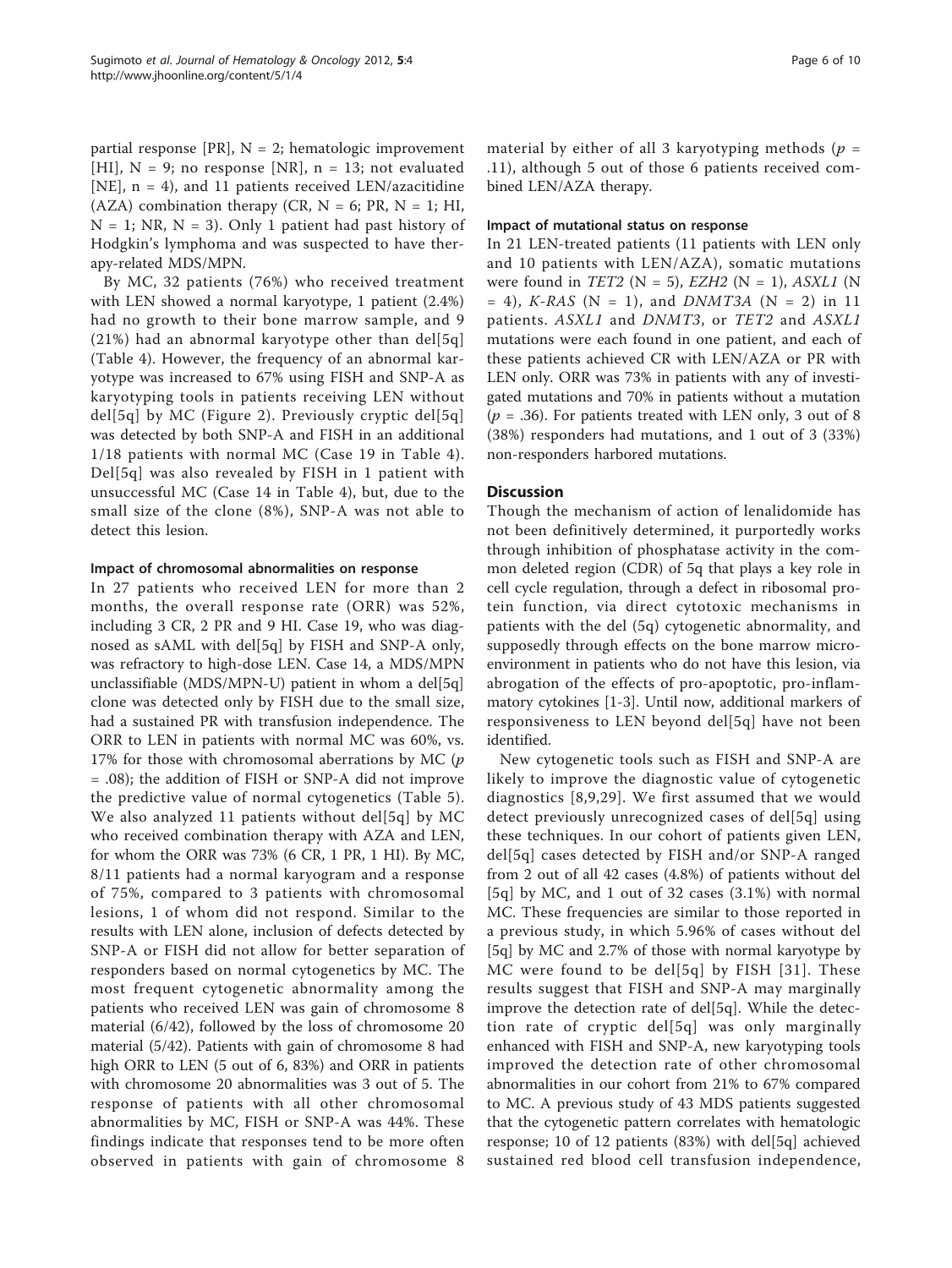partial response [PR], N = 2; hematologic improvement [HI], N = 9; no response [NR], n = 13; not evaluated [NE], n = 4), and 11 patients received LEN/azacitidine (AZA) combination therapy (CR, N = 6; PR, N = 1; HI, N = 1; NR, N = 3). Only 1 patient had past history of Hodgkin's lymphoma and was suspected to have therapy-related MDS/MPN.

By MC, 32 patients (76%) who received treatment with LEN showed a normal karyotype, 1 patient (2.4%) had no growth to their bone marrow sample, and 9 (21%) had an abnormal karyotype other than del[5q] (Table 4). However, the frequency of an abnormal karyotype was increased to 67% using FISH and SNP-A as karyotyping tools in patients receiving LEN without del[5q] by MC (Figure 2). Previously cryptic del[5q] was detected by both SNP-A and FISH in an additional 1/18 patients with normal MC (Case 19 in Table 4). Del[5q] was also revealed by FISH in 1 patient with unsuccessful MC (Case 14 in Table 4), but, due to the small size of the clone (8%), SNP-A was not able to detect this lesion.

#### Impact of chromosomal abnormalities on response

In 27 patients who received LEN for more than 2 months, the overall response rate (ORR) was 52%, including 3 CR, 2 PR and 9 HI. Case 19, who was diagnosed as sAML with del[5q] by FISH and SNP-A only, was refractory to high-dose LEN. Case 14, a MDS/MPN unclassifiable (MDS/MPN-U) patient in whom a del[5q] clone was detected only by FISH due to the small size, had a sustained PR with transfusion independence. The ORR to LEN in patients with normal MC was 60%, vs. 17% for those with chromosomal aberrations by MC ($p = .08$); the addition of FISH or SNP-A did not improve the predictive value of normal cytogenetics (Table 5). We also analyzed 11 patients without del[5q] by MC who received combination therapy with AZA and LEN, for whom the ORR was 73% (6 CR, 1 PR, 1 HI). By MC, 8/11 patients had a normal karyogram and a response of 75%, compared to 3 patients with chromosomal lesions, 1 of whom did not respond. Similar to the results with LEN alone, inclusion of defects detected by SNP-A or FISH did not allow for better separation of responders based on normal cytogenetics by MC. The most frequent cytogenetic abnormality among the patients who received LEN was gain of chromosome 8 material (6/42), followed by the loss of chromosome 20 material (5/42). Patients with gain of chromosome 8 had high ORR to LEN (5 out of 6, 83%) and ORR in patients with chromosome 20 abnormalities was 3 out of 5. The response of patients with all other chromosomal abnormalities by MC, FISH or SNP-A was 44%. These findings indicate that responses tend to be more often observed in patients with gain of chromosome 8 material by either of all 3 karyotyping methods ($p = .11$), although 5 out of those 6 patients received combined LEN/AZA therapy.

#### Impact of mutational status on response

In 21 LEN-treated patients (11 patients with LEN only and 10 patients with LEN/AZA), somatic mutations were found in *TET2* (N = 5), *EZH2* (N = 1), *ASXL1* (N = 4), *K-RAS* (N = 1), and *DNMT3A* (N = 2) in 11 patients. *ASXL1* and *DNMT3*, or *TET2* and *ASXL1* mutations were each found in one patient, and each of these patients achieved CR with LEN/AZA or PR with LEN only. ORR was 73% in patients with any of investigated mutations and 70% in patients without a mutation ($p = .36$). For patients treated with LEN only, 3 out of 8 (38%) responders had mutations, and 1 out of 3 (33%) non-responders harbored mutations.

## Discussion

Though the mechanism of action of lenalidomide has not been definitively determined, it purportedly works through inhibition of phosphatase activity in the common deleted region (CDR) of 5q that plays a key role in cell cycle regulation, through a defect in ribosomal protein function, via direct cytotoxic mechanisms in patients with the del (5q) cytogenetic abnormality, and supposedly through effects on the bone marrow microenvironment in patients who do not have this lesion, via abrogation of the effects of pro-apoptotic, pro-inflammatory cytokines [1-3]. Until now, additional markers of responsiveness to LEN beyond del[5q] have not been identified.

New cytogenetic tools such as FISH and SNP-A are likely to improve the diagnostic value of cytogenetic diagnostics [8,9,29]. We first assumed that we would detect previously unrecognized cases of del[5q] using these techniques. In our cohort of patients given LEN, del[5q] cases detected by FISH and/or SNP-A ranged from 2 out of all 42 cases (4.8%) of patients without del [5q] by MC, and 1 out of 32 cases (3.1%) with normal MC. These frequencies are similar to those reported in a previous study, in which 5.96% of cases without del [5q] by MC and 2.7% of those with normal karyotype by MC were found to be del[5q] by FISH [31]. These results suggest that FISH and SNP-A may marginally improve the detection rate of del[5q]. While the detection rate of cryptic del[5q] was only marginally enhanced with FISH and SNP-A, new karyotyping tools improved the detection rate of other chromosomal abnormalities in our cohort from 21% to 67% compared to MC. A previous study of 43 MDS patients suggested that the cytogenetic pattern correlates with hematologic response; 10 of 12 patients (83%) with del[5q] achieved sustained red blood cell transfusion independence,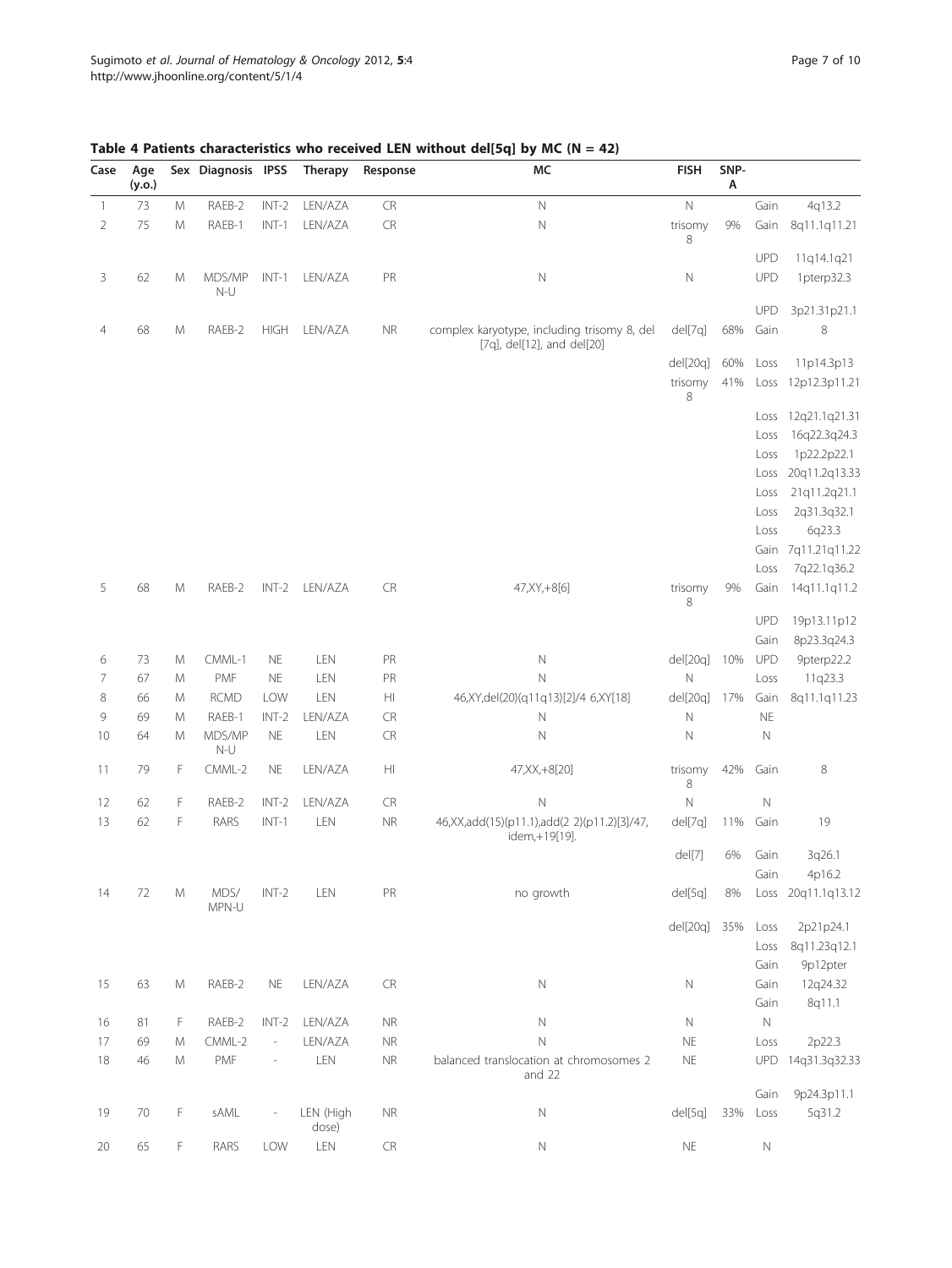**Table 4 Patients characteristics who received LEN without del[5q] by MC (N = 42)**

| Case | Age (y.o.) | Sex | Diagnosis | IPSS | Therapy | Response | MC | FISH | | SNP-A | |
|---|---|---|---|---|---|---|---|---|---|---|---|
| 1 | 73 | M | RAEB-2 | INT-2 | LEN/AZA | CR | N | N | | Gain | 4q13.2 |
| 2 | 75 | M | RAEB-1 | INT-1 | LEN/AZA | CR | N | trisomy 8 | 9% | Gain | 8q11.1q11.21 |
| | | | | | | | | | | UPD | 11q14.1q21 |
| 3 | 62 | M | MDS/MPN-U | INT-1 | LEN/AZA | PR | N | N | | UPD | 1pterp32.3 |
| | | | | | | | | | | UPD | 3p21.31p21.1 |
| 4 | 68 | M | RAEB-2 | HIGH | LEN/AZA | NR | complex karyotype, including trisomy 8, del [7q], del[12], and del[20] | del[7q] | 68% | Gain | 8 |
| | | | | | | | | del[20q] | 60% | Loss | 11p14.3p13 |
| | | | | | | | | trisomy 8 | 41% | Loss | 12p12.3p11.21 |
| | | | | | | | | | | Loss | 12q21.1q21.31 |
| | | | | | | | | | | Loss | 16q22.3q24.3 |
| | | | | | | | | | | Loss | 1p22.2p22.1 |
| | | | | | | | | | | Loss | 20q11.2q13.33 |
| | | | | | | | | | | Loss | 21q11.2q21.1 |
| | | | | | | | | | | Loss | 2q31.3q32.1 |
| | | | | | | | | | | Loss | 6q23.3 |
| | | | | | | | | | | Gain | 7q11.21q11.22 |
| | | | | | | | | | | Loss | 7q22.1q36.2 |
| 5 | 68 | M | RAEB-2 | INT-2 | LEN/AZA | CR | 47,XY,+8[6] | trisomy 8 | 9% | Gain | 14q11.1q11.2 |
| | | | | | | | | | | UPD | 19p13.11p12 |
| | | | | | | | | | | Gain | 8p23.3q24.3 |
| 6 | 73 | M | CMML-1 | NE | LEN | PR | N | del[20q] | 10% | UPD | 9pterp22.2 |
| 7 | 67 | M | PMF | NE | LEN | PR | N | N | | Loss | 11q23.3 |
| 8 | 66 | M | RCMD | LOW | LEN | HI | 46,XY,del(20)(q11q13)[2]/4 6,XY[18] | del[20q] | 17% | Gain | 8q11.1q11.23 |
| 9 | 69 | M | RAEB-1 | INT-2 | LEN/AZA | CR | N | N | | NE | |
| 10 | 64 | M | MDS/MPN-U | NE | LEN | CR | N | N | | N | |
| 11 | 79 | F | CMML-2 | NE | LEN/AZA | HI | 47,XX,+8[20] | trisomy 8 | 42% | Gain | 8 |
| 12 | 62 | F | RAEB-2 | INT-2 | LEN/AZA | CR | N | N | | N | |
| 13 | 62 | F | RARS | INT-1 | LEN | NR | 46,XX,add(15)(p11.1),add(2 2)(p11.2)[3]/47, idem,+19[19]. | del[7q] | 11% | Gain | 19 |
| | | | | | | | | del[7] | 6% | Gain | 3q26.1 |
| | | | | | | | | | | Gain | 4p16.2 |
| 14 | 72 | M | MDS/MPN-U | INT-2 | LEN | PR | no growth | del[5q] | 8% | Loss | 20q11.1q13.12 |
| | | | | | | | | del[20q] | 35% | Loss | 2p21p24.1 |
| | | | | | | | | | | Loss | 8q11.23q12.1 |
| | | | | | | | | | | Gain | 9p12pter |
| 15 | 63 | M | RAEB-2 | NE | LEN/AZA | CR | N | N | | Gain | 12q24.32 |
| | | | | | | | | | | Gain | 8q11.1 |
| 16 | 81 | F | RAEB-2 | INT-2 | LEN/AZA | NR | N | N | | N | |
| 17 | 69 | M | CMML-2 | - | LEN/AZA | NR | N | NE | | Loss | 2p22.3 |
| 18 | 46 | M | PMF | - | LEN | NR | balanced translocation at chromosomes 2 and 22 | NE | | UPD | 14q31.3q32.33 |
| | | | | | | | | | | Gain | 9p24.3p11.1 |
| 19 | 70 | F | sAML | - | LEN (High dose) | NR | N | del[5q] | 33% | Loss | 5q31.2 |
| 20 | 65 | F | RARS | LOW | LEN | CR | N | NE | | N | |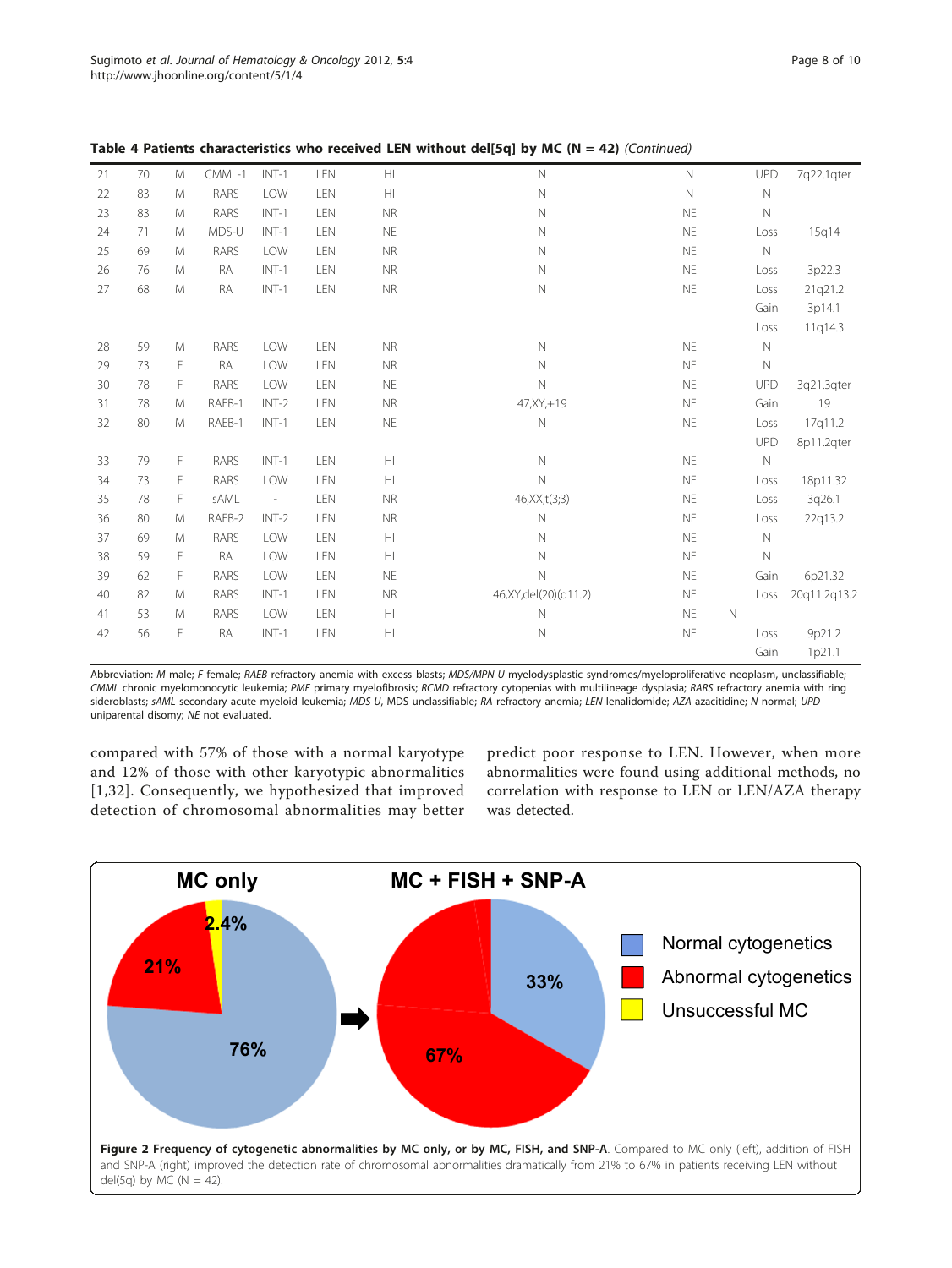**Table 4 Patients characteristics who received LEN without del[5q] by MC (N = 42)** *(Continued)*

| | | | | | | | | | | |
|---|---|---|---|---|---|---|---|---|---|---|
| 21 | 70 | M | CMML-1 | INT-1 | LEN | HI | N | N | UPD | 7q22.1qter |
| 22 | 83 | M | RARS | LOW | LEN | HI | N | N | N | |
| 23 | 83 | M | RARS | INT-1 | LEN | NR | N | NE | N | |
| 24 | 71 | M | MDS-U | INT-1 | LEN | NE | N | NE | Loss | 15q14 |
| 25 | 69 | M | RARS | LOW | LEN | NR | N | NE | N | |
| 26 | 76 | M | RA | INT-1 | LEN | NR | N | NE | Loss | 3p22.3 |
| 27 | 68 | M | RA | INT-1 | LEN | NR | N | NE | Loss | 21q21.2 |
| | | | | | | | | | Gain | 3p14.1 |
| | | | | | | | | | Loss | 11q14.3 |
| 28 | 59 | M | RARS | LOW | LEN | NR | N | NE | N | |
| 29 | 73 | F | RA | LOW | LEN | NR | N | NE | N | |
| 30 | 78 | F | RARS | LOW | LEN | NE | N | NE | UPD | 3q21.3qter |
| 31 | 78 | M | RAEB-1 | INT-2 | LEN | NR | 47,XY,+19 | NE | Gain | 19 |
| 32 | 80 | M | RAEB-1 | INT-1 | LEN | NE | N | NE | Loss | 17q11.2 |
| | | | | | | | | | UPD | 8p11.2qter |
| 33 | 79 | F | RARS | INT-1 | LEN | HI | N | NE | N | |
| 34 | 73 | F | RARS | LOW | LEN | HI | N | NE | Loss | 18p11.32 |
| 35 | 78 | F | sAML | - | LEN | NR | 46,XX,t(3;3) | NE | Loss | 3q26.1 |
| 36 | 80 | M | RAEB-2 | INT-2 | LEN | NR | N | NE | Loss | 22q13.2 |
| 37 | 69 | M | RARS | LOW | LEN | HI | N | NE | N | |
| 38 | 59 | F | RA | LOW | LEN | HI | N | NE | N | |
| 39 | 62 | F | RARS | LOW | LEN | NE | N | NE | Gain | 6p21.32 |
| 40 | 82 | M | RARS | INT-1 | LEN | NR | 46,XY,del(20)(q11.2) | NE | Loss | 20q11.2q13.2 |
| 41 | 53 | M | RARS | LOW | LEN | HI | N | NE | N | |
| 42 | 56 | F | RA | INT-1 | LEN | HI | N | NE | Loss | 9p21.2 |
| | | | | | | | | | Gain | 1p21.1 |

Abbreviation: *M* male; *F* female; *RAEB* refractory anemia with excess blasts; *MDS/MPN-U* myelodysplastic syndromes/myeloproliferative neoplasm, unclassifiable; *CMML* chronic myelomonocytic leukemia; *PMF* primary myelofibrosis; *RCMD* refractory cytopenias with multilineage dysplasia; *RARS* refractory anemia with ring sideroblasts; *sAML* secondary acute myeloid leukemia; *MDS-U*, MDS unclassifiable; *RA* refractory anemia; *LEN* lenalidomide; *AZA* azacitidine; *N* normal; *UPD* uniparental disomy; *NE* not evaluated.

compared with 57% of those with a normal karyotype and 12% of those with other karyotypic abnormalities [1,32]. Consequently, we hypothesized that improved detection of chromosomal abnormalities may better predict poor response to LEN. However, when more abnormalities were found using additional methods, no correlation with response to LEN or LEN/AZA therapy was detected.

**Figure 2 Frequency of cytogenetic abnormalities by MC only, or by MC, FISH, and SNP-A**. Compared to MC only (left), addition of FISH and SNP-A (right) improved the detection rate of chromosomal abnormalities dramatically from 21% to 67% in patients receiving LEN without del(5q) by MC (N = 42).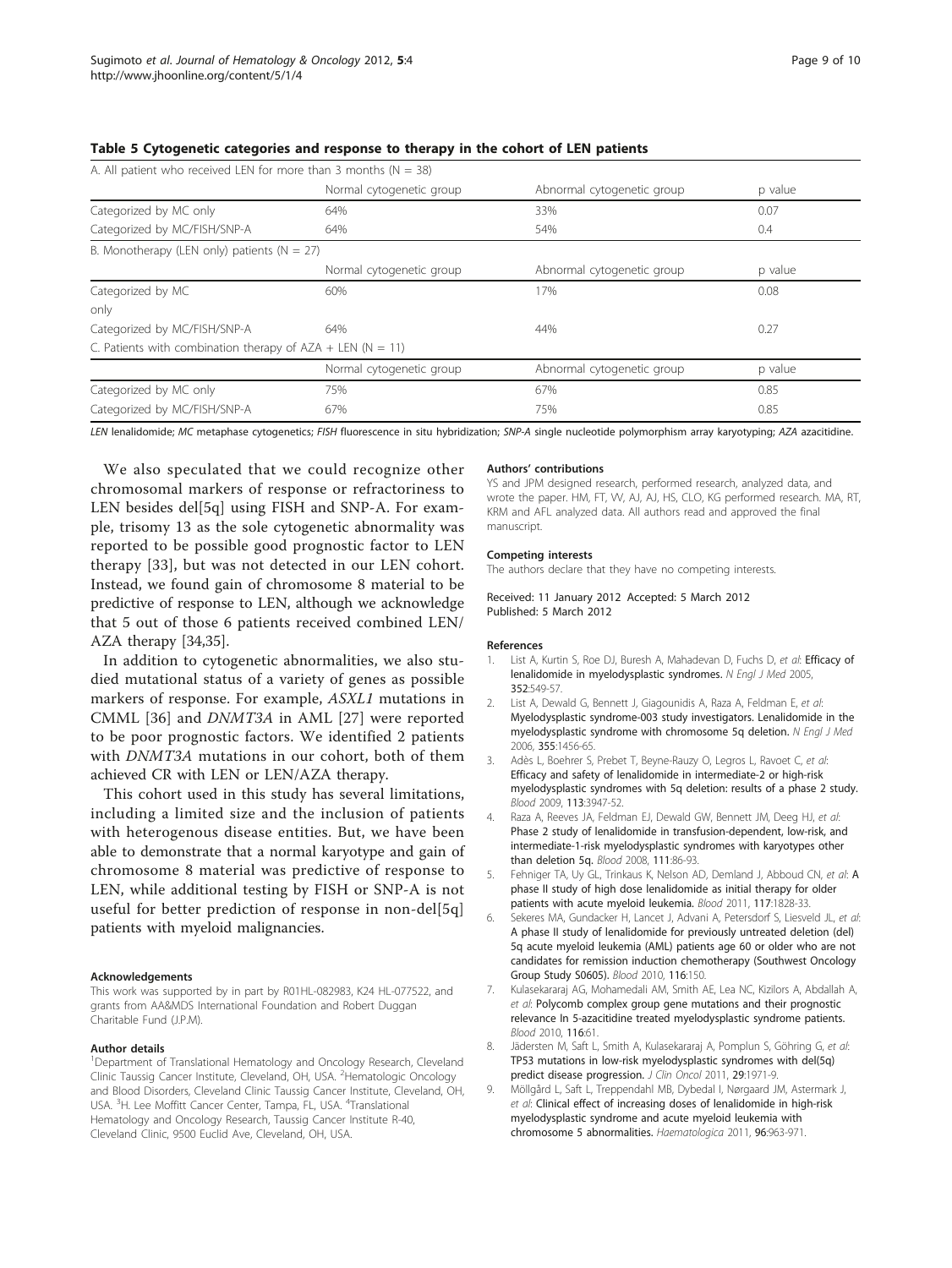**Table 5 Cytogenetic categories and response to therapy in the cohort of LEN patients**

| A. All patient who received LEN for more than 3 months (N = 38) | | | |
|---|---|---|---|
| | Normal cytogenetic group | Abnormal cytogenetic group | p value |
| Categorized by MC only | 64% | 33% | 0.07 |
| Categorized by MC/FISH/SNP-A | 64% | 54% | 0.4 |
| **B. Monotherapy (LEN only) patients (N = 27)** | | | |
| | Normal cytogenetic group | Abnormal cytogenetic group | p value |
| Categorized by MC only | 60% | 17% | 0.08 |
| Categorized by MC/FISH/SNP-A | 64% | 44% | 0.27 |
| **C. Patients with combination therapy of AZA + LEN (N = 11)** | | | |
| | Normal cytogenetic group | Abnormal cytogenetic group | p value |
| Categorized by MC only | 75% | 67% | 0.85 |
| Categorized by MC/FISH/SNP-A | 67% | 75% | 0.85 |

*LEN* lenalidomide; *MC* metaphase cytogenetics; *FISH* fluorescence in situ hybridization; *SNP-A* single nucleotide polymorphism array karyotyping; *AZA* azacitidine.

We also speculated that we could recognize other chromosomal markers of response or refractoriness to LEN besides del[5q] using FISH and SNP-A. For example, trisomy 13 as the sole cytogenetic abnormality was reported to be possible good prognostic factor to LEN therapy [33], but was not detected in our LEN cohort. Instead, we found gain of chromosome 8 material to be predictive of response to LEN, although we acknowledge that 5 out of those 6 patients received combined LEN/AZA therapy [34,35].

In addition to cytogenetic abnormalities, we also studied mutational status of a variety of genes as possible markers of response. For example, *ASXL1* mutations in CMML [36] and *DNMT3A* in AML [27] were reported to be poor prognostic factors. We identified 2 patients with *DNMT3A* mutations in our cohort, both of them achieved CR with LEN or LEN/AZA therapy.

This cohort used in this study has several limitations, including a limited size and the inclusion of patients with heterogenous disease entities. But, we have been able to demonstrate that a normal karyotype and gain of chromosome 8 material was predictive of response to LEN, while additional testing by FISH or SNP-A is not useful for better prediction of response in non-del[5q] patients with myeloid malignancies.

#### Acknowledgements

This work was supported by in part by R01HL-082983, K24 HL-077522, and grants from AA&MDS International Foundation and Robert Duggan Charitable Fund (J.P.M).

#### Author details

[1]Department of Translational Hematology and Oncology Research, Cleveland Clinic Taussig Cancer Institute, Cleveland, OH, USA. [2]Hematologic Oncology and Blood Disorders, Cleveland Clinic Taussig Cancer Institute, Cleveland, OH, USA. [3]H. Lee Moffitt Cancer Center, Tampa, FL, USA. [4]Translational Hematology and Oncology Research, Taussig Cancer Institute R-40, Cleveland Clinic, 9500 Euclid Ave, Cleveland, OH, USA.

#### Authors' contributions

YS and JPM designed research, performed research, analyzed data, and wrote the paper. HM, FT, VV, AJ, AJ, HS, CLO, KG performed research. MA, RT, KRM and AFL analyzed data. All authors read and approved the final manuscript.

#### Competing interests

The authors declare that they have no competing interests.

Received: 11 January 2012 Accepted: 5 March 2012
Published: 5 March 2012

#### References

1. List A, Kurtin S, Roe DJ, Buresh A, Mahadevan D, Fuchs D, *et al*: **Efficacy of lenalidomide in myelodysplastic syndromes.** *N Engl J Med* 2005, **352**:549-57.
2. List A, Dewald G, Bennett J, Giagounidis A, Raza A, Feldman E, *et al*: **Myelodysplastic syndrome-003 study investigators. Lenalidomide in the myelodysplastic syndrome with chromosome 5q deletion.** *N Engl J Med* 2006, **355**:1456-65.
3. Adès L, Boehrer S, Prebet T, Beyne-Rauzy O, Legros L, Ravoet C, *et al*: **Efficacy and safety of lenalidomide in intermediate-2 or high-risk myelodysplastic syndromes with 5q deletion: results of a phase 2 study.** *Blood* 2009, **113**:3947-52.
4. Raza A, Reeves JA, Feldman EJ, Dewald GW, Bennett JM, Deeg HJ, *et al*: **Phase 2 study of lenalidomide in transfusion-dependent, low-risk, and intermediate-1-risk myelodysplastic syndromes with karyotypes other than deletion 5q.** *Blood* 2008, **111**:86-93.
5. Fehniger TA, Uy GL, Trinkaus K, Nelson AD, Demland J, Abboud CN, *et al*: **A phase II study of high dose lenalidomide as initial therapy for older patients with acute myeloid leukemia.** *Blood* 2011, **117**:1828-33.
6. Sekeres MA, Gundacker H, Lancet J, Advani A, Petersdorf S, Liesveld JL, *et al*: **A phase II study of lenalidomide for previously untreated deletion (del) 5q acute myeloid leukemia (AML) patients age 60 or older who are not candidates for remission induction chemotherapy (Southwest Oncology Group Study S0605).** *Blood* 2010, **116**:150.
7. Kulasekararaj AG, Mohamedali AM, Smith AE, Lea NC, Kizilors A, Abdallah A, *et al*: **Polycomb complex group gene mutations and their prognostic relevance In 5-azacitidine treated myelodysplastic syndrome patients.** *Blood* 2010, **116**:61.
8. Jädersten M, Saft L, Smith A, Kulasekararaj A, Pomplun S, Göhring G, *et al*: **TP53 mutations in low-risk myelodysplastic syndromes with del(5q) predict disease progression.** *J Clin Oncol* 2011, **29**:1971-9.
9. Möllgård L, Saft L, Treppendahl MB, Dybedal I, Nørgaard JM, Astermark J, *et al*: **Clinical effect of increasing doses of lenalidomide in high-risk myelodysplastic syndrome and acute myeloid leukemia with chromosome 5 abnormalities.** *Haematologica* 2011, **96**:963-971.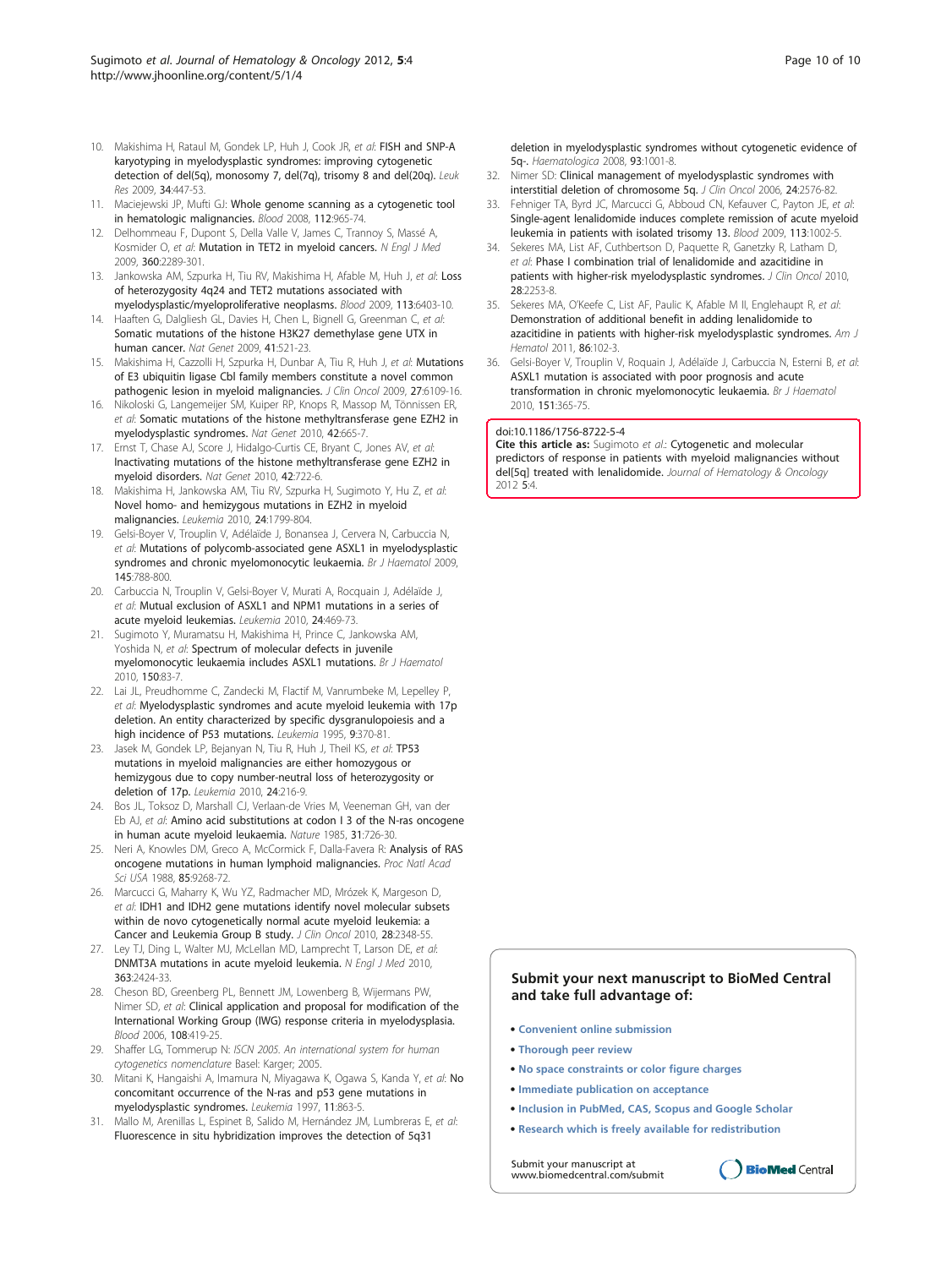10. Makishima H, Rataul M, Gondek LP, Huh J, Cook JR, *et al*: **FISH and SNP-A karyotyping in myelodysplastic syndromes: improving cytogenetic detection of del(5q), monosomy 7, del(7q), trisomy 8 and del(20q).** *Leuk Res* 2009, **34**:447-53.
11. Maciejewski JP, Mufti GJ: **Whole genome scanning as a cytogenetic tool in hematologic malignancies.** *Blood* 2008, **112**:965-74.
12. Delhommeau F, Dupont S, Della Valle V, James C, Trannoy S, Massé A, Kosmider O, *et al*: **Mutation in TET2 in myeloid cancers.** *N Engl J Med* 2009, **360**:2289-301.
13. Jankowska AM, Szpurka H, Tiu RV, Makishima H, Afable M, Huh J, *et al*: **Loss of heterozygosity 4q24 and TET2 mutations associated with myelodysplastic/myeloproliferative neoplasms.** *Blood* 2009, **113**:6403-10.
14. Haaften G, Dalgliesh GL, Davies H, Chen L, Bignell G, Greenman C, *et al*: **Somatic mutations of the histone H3K27 demethylase gene UTX in human cancer.** *Nat Genet* 2009, **41**:521-23.
15. Makishima H, Cazzolli H, Szpurka H, Dunbar A, Tiu R, Huh J, *et al*: **Mutations of E3 ubiquitin ligase Cbl family members constitute a novel common pathogenic lesion in myeloid malignancies.** *J Clin Oncol* 2009, **27**:6109-16.
16. Nikoloski G, Langemeijer SM, Kuiper RP, Knops R, Massop M, Tönnissen ER, *et al*: **Somatic mutations of the histone methyltransferase gene EZH2 in myelodysplastic syndromes.** *Nat Genet* 2010, **42**:665-7.
17. Ernst T, Chase AJ, Score J, Hidalgo-Curtis CE, Bryant C, Jones AV, *et al*: **Inactivating mutations of the histone methyltransferase gene EZH2 in myeloid disorders.** *Nat Genet* 2010, **42**:722-6.
18. Makishima H, Jankowska AM, Tiu RV, Szpurka H, Sugimoto Y, Hu Z, *et al*: **Novel homo- and hemizygous mutations in EZH2 in myeloid malignancies.** *Leukemia* 2010, **24**:1799-804.
19. Gelsi-Boyer V, Trouplin V, Adélaïde J, Bonansea J, Cervera N, Carbuccia N, *et al*: **Mutations of polycomb-associated gene ASXL1 in myelodysplastic syndromes and chronic myelomonocytic leukaemia.** *Br J Haematol* 2009, **145**:788-800.
20. Carbuccia N, Trouplin V, Gelsi-Boyer V, Murati A, Rocquain J, Adélaïde J, *et al*: **Mutual exclusion of ASXL1 and NPM1 mutations in a series of acute myeloid leukemias.** *Leukemia* 2010, **24**:469-73.
21. Sugimoto Y, Muramatsu H, Makishima H, Prince C, Jankowska AM, Yoshida N, *et al*: **Spectrum of molecular defects in juvenile myelomonocytic leukaemia includes ASXL1 mutations.** *Br J Haematol* 2010, **150**:83-7.
22. Lai JL, Preudhomme C, Zandecki M, Flactif M, Vanrumbeke M, Lepelley P, *et al*: **Myelodysplastic syndromes and acute myeloid leukemia with 17p deletion. An entity characterized by specific dysgranulopoiesis and a high incidence of P53 mutations.** *Leukemia* 1995, **9**:370-81.
23. Jasek M, Gondek LP, Bejanyan N, Tiu R, Huh J, Theil KS, *et al*: **TP53 mutations in myeloid malignancies are either homozygous or hemizygous due to copy number-neutral loss of heterozygosity or deletion of 17p.** *Leukemia* 2010, **24**:216-9.
24. Bos JL, Toksoz D, Marshall CJ, Verlaan-de Vries M, Veeneman GH, van der Eb AJ, *et al*: **Amino acid substitutions at codon l 3 of the N-ras oncogene in human acute myeloid leukaemia.** *Nature* 1985, **31**:726-30.
25. Neri A, Knowles DM, Greco A, McCormick F, Dalla-Favera R: **Analysis of RAS oncogene mutations in human lymphoid malignancies.** *Proc Natl Acad Sci USA* 1988, **85**:9268-72.
26. Marcucci G, Maharry K, Wu YZ, Radmacher MD, Mrózek K, Margeson D, *et al*: **IDH1 and IDH2 gene mutations identify novel molecular subsets within de novo cytogenetically normal acute myeloid leukemia: a Cancer and Leukemia Group B study.** *J Clin Oncol* 2010, **28**:2348-55.
27. Ley TJ, Ding L, Walter MJ, McLellan MD, Lamprecht T, Larson DE, *et al*: **DNMT3A mutations in acute myeloid leukemia.** *N Engl J Med* 2010, **363**:2424-33.
28. Cheson BD, Greenberg PL, Bennett JM, Lowenberg B, Wijermans PW, Nimer SD, *et al*: **Clinical application and proposal for modification of the International Working Group (IWG) response criteria in myelodysplasia.** *Blood* 2006, **108**:419-25.
29. Shaffer LG, Tommerup N: *ISCN 2005. An international system for human cytogenetics nomenclature* Basel: Karger; 2005.
30. Mitani K, Hangaishi A, Imamura N, Miyagawa K, Ogawa S, Kanda Y, *et al*: **No concomitant occurrence of the N-ras and p53 gene mutations in myelodysplastic syndromes.** *Leukemia* 1997, **11**:863-5.
31. Mallo M, Arenillas L, Espinet B, Salido M, Hernández JM, Lumbreras E, *et al*: **Fluorescence in situ hybridization improves the detection of 5q31 deletion in myelodysplastic syndromes without cytogenetic evidence of 5q-.** *Haematologica* 2008, **93**:1001-8.
32. Nimer SD: **Clinical management of myelodysplastic syndromes with interstitial deletion of chromosome 5q.** *J Clin Oncol* 2006, **24**:2576-82.
33. Fehniger TA, Byrd JC, Marcucci G, Abboud CN, Kefauver C, Payton JE, *et al*: **Single-agent lenalidomide induces complete remission of acute myeloid leukemia in patients with isolated trisomy 13.** *Blood* 2009, **113**:1002-5.
34. Sekeres MA, List AF, Cuthbertson D, Paquette R, Ganetzky R, Latham D, *et al*: **Phase I combination trial of lenalidomide and azacitidine in patients with higher-risk myelodysplastic syndromes.** *J Clin Oncol* 2010, **28**:2253-8.
35. Sekeres MA, O'Keefe C, List AF, Paulic K, Afable M II, Englehaupt R, *et al*: **Demonstration of additional benefit in adding lenalidomide to azacitidine in patients with higher-risk myelodysplastic syndromes.** *Am J Hematol* 2011, **86**:102-3.
36. Gelsi-Boyer V, Trouplin V, Roquain J, Adélaïde J, Carbuccia N, Esterni B, *et al*: **ASXL1 mutation is associated with poor prognosis and acute transformation in chronic myelomonocytic leukaemia.** *Br J Haematol* 2010, **151**:365-75.

doi:10.1186/1756-8722-5-4

**Cite this article as:** Sugimoto *et al.*: Cytogenetic and molecular predictors of response in patients with myeloid malignancies without del[5q] treated with lenalidomide. *Journal of Hematology & Oncology* 2012 **5**:4.

**Submit your next manuscript to BioMed Central and take full advantage of:**

- Convenient online submission
- Thorough peer review
- No space constraints or color figure charges
- Immediate publication on acceptance
- Inclusion in PubMed, CAS, Scopus and Google Scholar
- Research which is freely available for redistribution

Submit your manuscript at www.biomedcentral.com/submit

BioMed Central